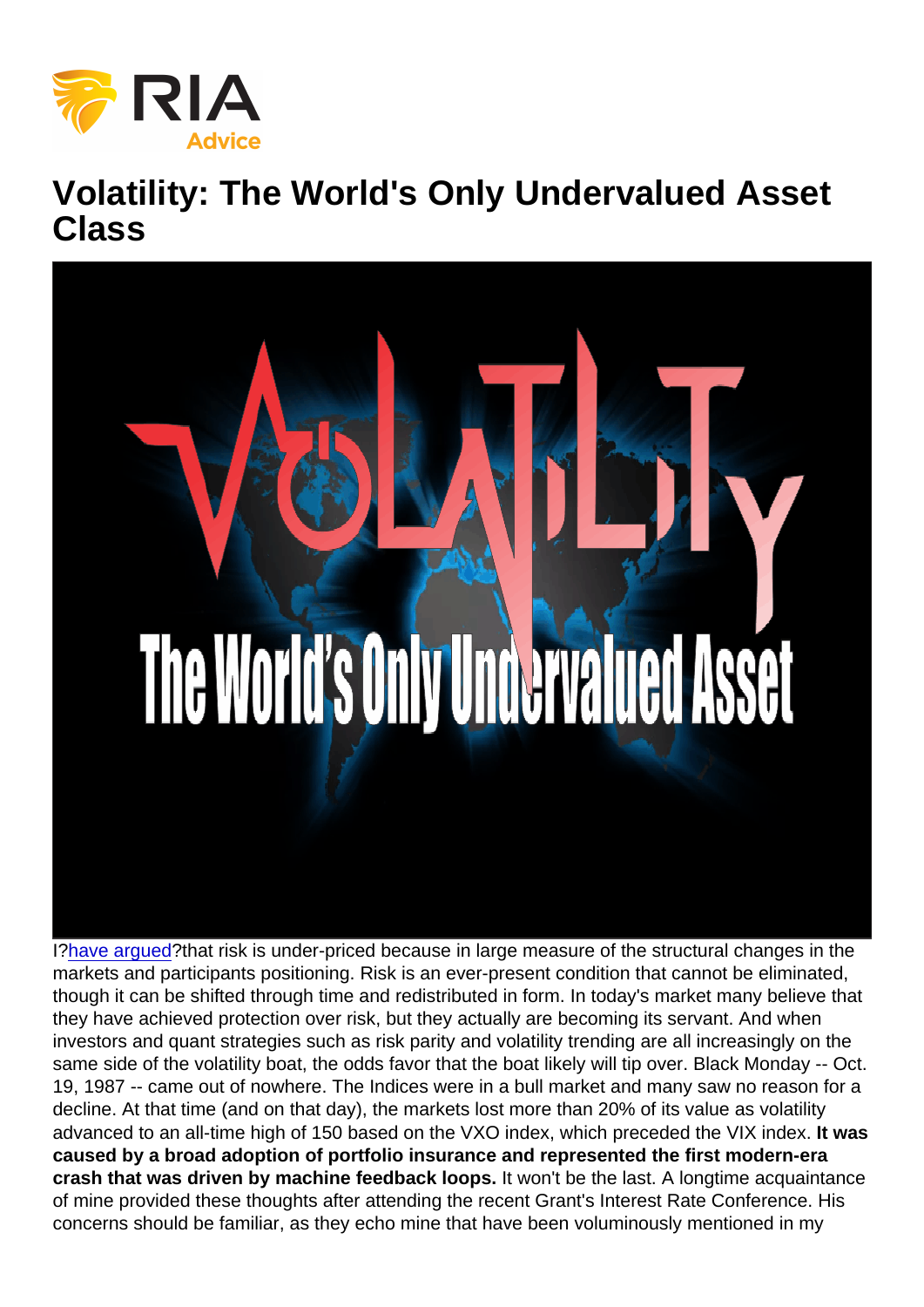# Volatility: The World's Only Undervalued Asset Class

I?have argued?that risk is under-priced because in large measure of the structural changes in the markets and participants positioning. Risk is an ever-present condition that cannot be eliminated, though it can be shifted through time and redistributed in form. In today's market many believe that they have achieved protection over risk, but they actually are becoming its servant. And when investors and quant strategies such as risk parity and volatility trending are all increasingly on the same side of the volatility boat, the odds favor that the boat likely will tip over. Black Monday -- Oct. 19, 1987 -- came out of nowhere. The Indices were in a bull market and many saw no reason for a decline. At that time (and on that day), the markets lost more than 20% of its value as volatility advanced to an all-time high of 150 based on the VXO index, which preceded the VIX index. **It was caused by a broad adoption of portfolio insurance and represented the first modern-era crash that was driven by machine feedback loops.** It won't be the last. A longtime acquaintance of mine provided these thoughts after attending the recent Grant's Interest Rate Conference. His concerns should be familiar, as they echo mine that have been voluminously mentioned in my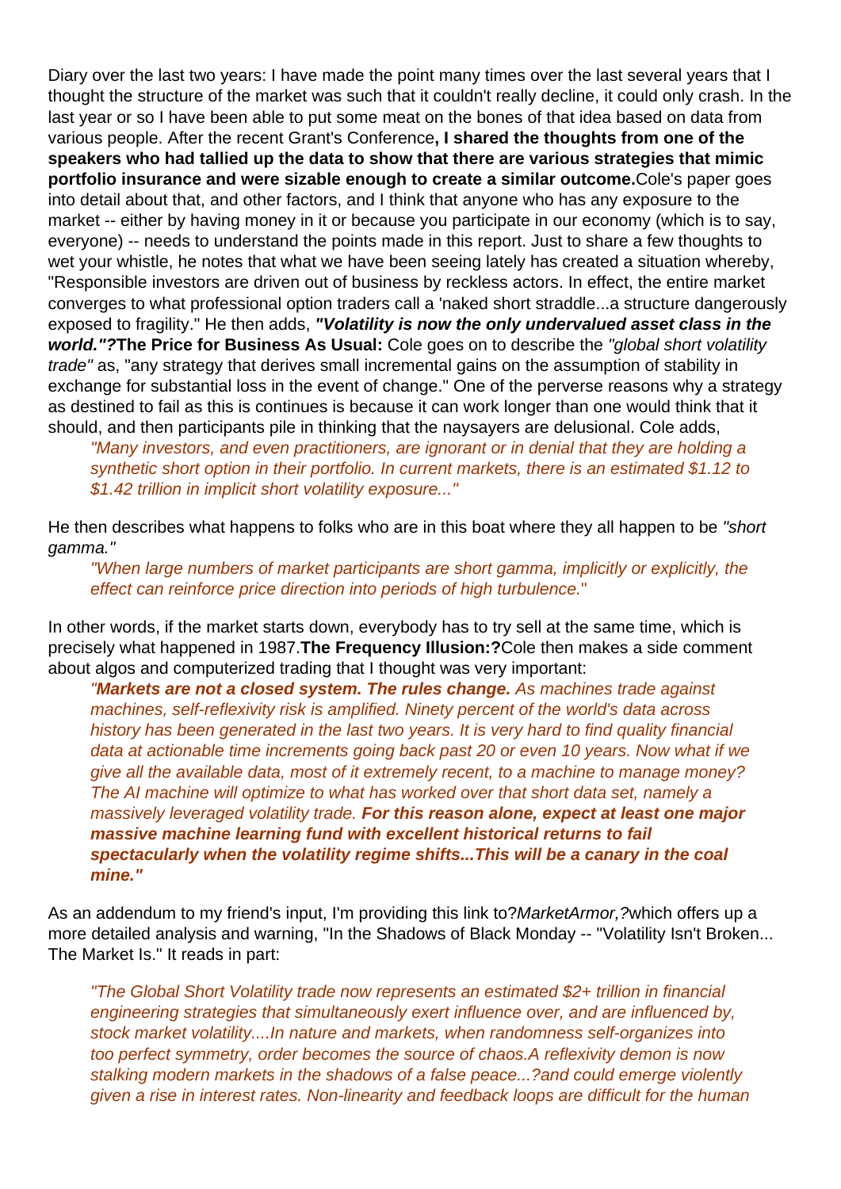Diary over the last two years: I have made the point many times over the last several years that I thought the structure of the market was such that it couldn't really decline, it could only crash. In the last year or so I have been able to put some meat on the bones of that idea based on data from various people. After the recent Grant's Conference**, I shared the thoughts from one of the speakers who had tallied up the data to show that there are various strategies that mimic portfolio insurance and were sizable enough to create a similar outcome.**Cole's paper goes into detail about that, and other factors, and I think that anyone who has any exposure to the market -- either by having money in it or because you participate in our economy (which is to say, everyone) -- needs to understand the points made in this report. Just to share a few thoughts to wet your whistle, he notes that what we have been seeing lately has created a situation whereby, "Responsible investors are driven out of business by reckless actors. In effect, the entire market converges to what professional option traders call a 'naked short straddle...a structure dangerously exposed to fragility." He then adds, ***"Volatility is now the only undervalued asset class in the world."?*****The Price for Business As Usual:** Cole goes on to describe the *"global short volatility trade"* as, "any strategy that derives small incremental gains on the assumption of stability in exchange for substantial loss in the event of change." One of the perverse reasons why a strategy as destined to fail as this is continues is because it can work longer than one would think that it should, and then participants pile in thinking that the naysayers are delusional. Cole adds,

> *"Many investors, and even practitioners, are ignorant or in denial that they are holding a synthetic short option in their portfolio. In current markets, there is an estimated $1.12 to $1.42 trillion in implicit short volatility exposure..."*

He then describes what happens to folks who are in this boat where they all happen to be *"short gamma."*

> *"When large numbers of market participants are short gamma, implicitly or explicitly, the effect can reinforce price direction into periods of high turbulence.*"

In other words, if the market starts down, everybody has to try sell at the same time, which is precisely what happened in 1987.**The Frequency Illusion:?**Cole then makes a side comment about algos and computerized trading that I thought was very important:

> *"**Markets are not a closed system. The rules change.** As machines trade against machines, self-reflexivity risk is amplified. Ninety percent of the world's data across history has been generated in the last two years. It is very hard to find quality financial data at actionable time increments going back past 20 or even 10 years. Now what if we give all the available data, most of it extremely recent, to a machine to manage money? The AI machine will optimize to what has worked over that short data set, namely a massively leveraged volatility trade. **For this reason alone, expect at least one major massive machine learning fund with excellent historical returns to fail spectacularly when the volatility regime shifts...This will be a canary in the coal mine."***

As an addendum to my friend's input, I'm providing this link to?*MarketArmor,?*which offers up a more detailed analysis and warning, "In the Shadows of Black Monday -- "Volatility Isn't Broken... The Market Is." It reads in part:

> *"The Global Short Volatility trade now represents an estimated $2+ trillion in financial engineering strategies that simultaneously exert influence over, and are influenced by, stock market volatility....In nature and markets, when randomness self-organizes into too perfect symmetry, order becomes the source of chaos.A reflexivity demon is now stalking modern markets in the shadows of a false peace...?and could emerge violently given a rise in interest rates. Non-linearity and feedback loops are difficult for the human*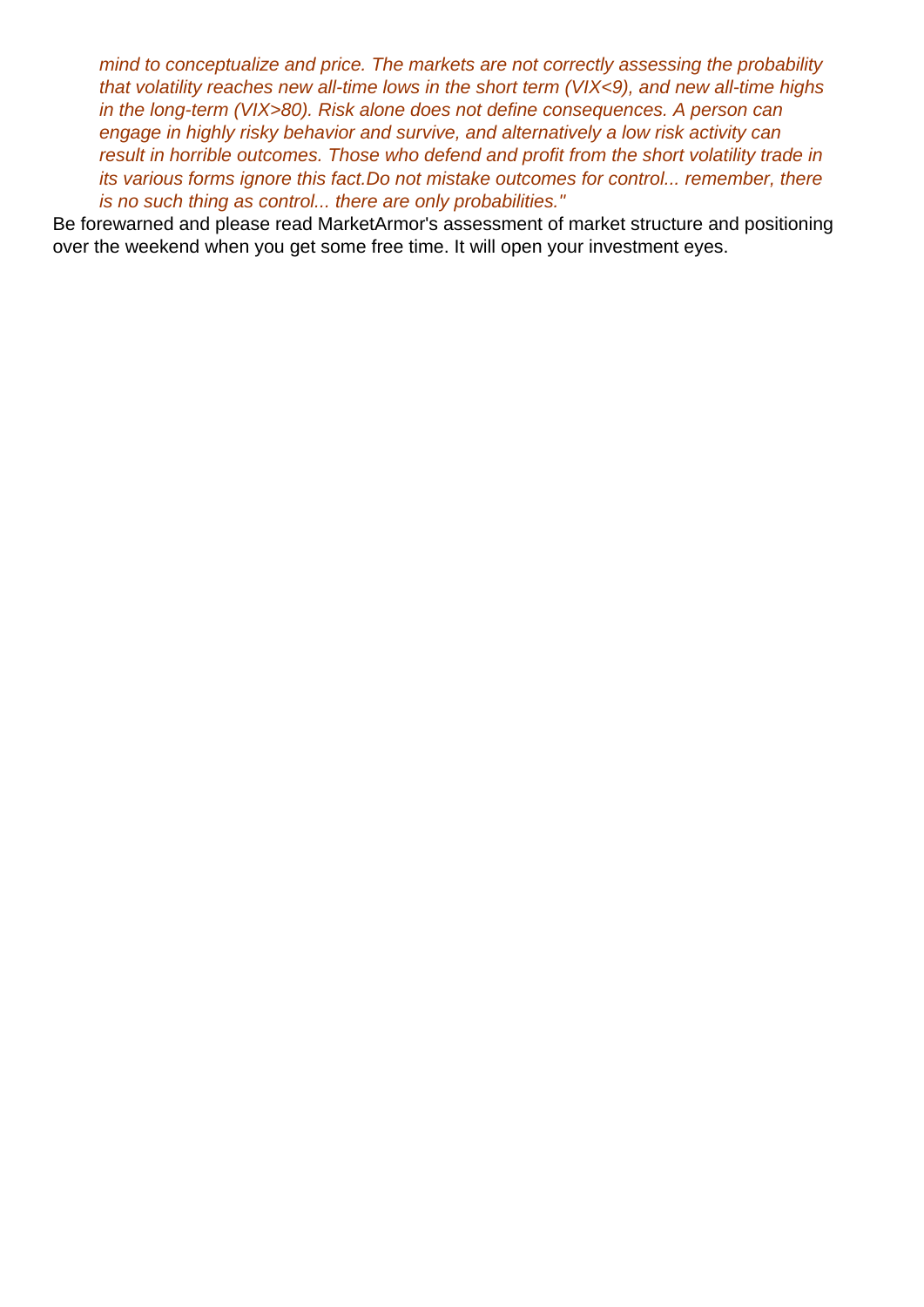> *mind to conceptualize and price. The markets are not correctly assessing the probability that volatility reaches new all-time lows in the short term (VIX<9), and new all-time highs in the long-term (VIX>80). Risk alone does not define consequences. A person can engage in highly risky behavior and survive, and alternatively a low risk activity can result in horrible outcomes. Those who defend and profit from the short volatility trade in its various forms ignore this fact.Do not mistake outcomes for control... remember, there is no such thing as control... there are only probabilities."*

Be forewarned and please read MarketArmor's assessment of market structure and positioning over the weekend when you get some free time. It will open your investment eyes.